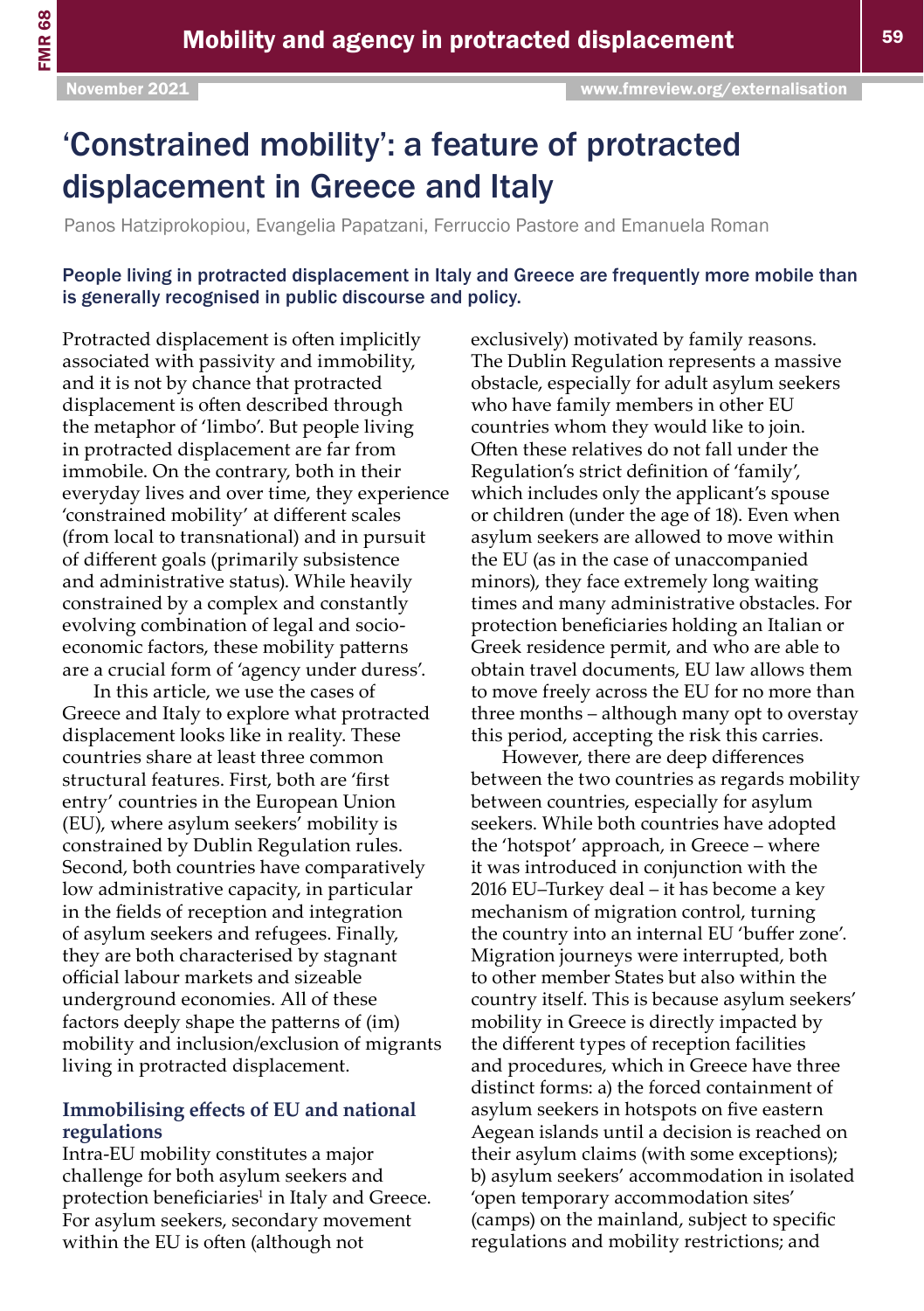# 'Constrained mobility': a feature of protracted displacement in Greece and Italy

Panos Hatziprokopiou, Evangelia Papatzani, Ferruccio Pastore and Emanuela Roman

**People living in protracted displacement in Italy and Greece are frequently more mobile than is generally recognised in public discourse and policy.**

Protracted displacement is often implicitly associated with passivity and immobility, and it is not by chance that protracted displacement is often described through the metaphor of 'limbo'. But people living in protracted displacement are far from immobile. On the contrary, both in their everyday lives and over time, they experience 'constrained mobility' at different scales (from local to transnational) and in pursuit of different goals (primarily subsistence and administrative status). While heavily constrained by a complex and constantly evolving combination of legal and socio-economic factors, these mobility patterns are a crucial form of 'agency under duress'.

In this article, we use the cases of Greece and Italy to explore what protracted displacement looks like in reality. These countries share at least three common structural features. First, both are 'first entry' countries in the European Union (EU), where asylum seekers' mobility is constrained by Dublin Regulation rules. Second, both countries have comparatively low administrative capacity, in particular in the fields of reception and integration of asylum seekers and refugees. Finally, they are both characterised by stagnant official labour markets and sizeable underground economies. All of these factors deeply shape the patterns of (im)mobility and inclusion/exclusion of migrants living in protracted displacement.

## Immobilising effects of EU and national regulations

Intra-EU mobility constitutes a major challenge for both asylum seekers and protection beneficiaries[1] in Italy and Greece. For asylum seekers, secondary movement within the EU is often (although not exclusively) motivated by family reasons. The Dublin Regulation represents a massive obstacle, especially for adult asylum seekers who have family members in other EU countries whom they would like to join. Often these relatives do not fall under the Regulation's strict definition of 'family', which includes only the applicant's spouse or children (under the age of 18). Even when asylum seekers are allowed to move within the EU (as in the case of unaccompanied minors), they face extremely long waiting times and many administrative obstacles. For protection beneficiaries holding an Italian or Greek residence permit, and who are able to obtain travel documents, EU law allows them to move freely across the EU for no more than three months – although many opt to overstay this period, accepting the risk this carries.

However, there are deep differences between the two countries as regards mobility between countries, especially for asylum seekers. While both countries have adopted the 'hotspot' approach, in Greece – where it was introduced in conjunction with the 2016 EU–Turkey deal – it has become a key mechanism of migration control, turning the country into an internal EU 'buffer zone'. Migration journeys were interrupted, both to other member States but also within the country itself. This is because asylum seekers' mobility in Greece is directly impacted by the different types of reception facilities and procedures, which in Greece have three distinct forms: a) the forced containment of asylum seekers in hotspots on five eastern Aegean islands until a decision is reached on their asylum claims (with some exceptions); b) asylum seekers' accommodation in isolated 'open temporary accommodation sites' (camps) on the mainland, subject to specific regulations and mobility restrictions; and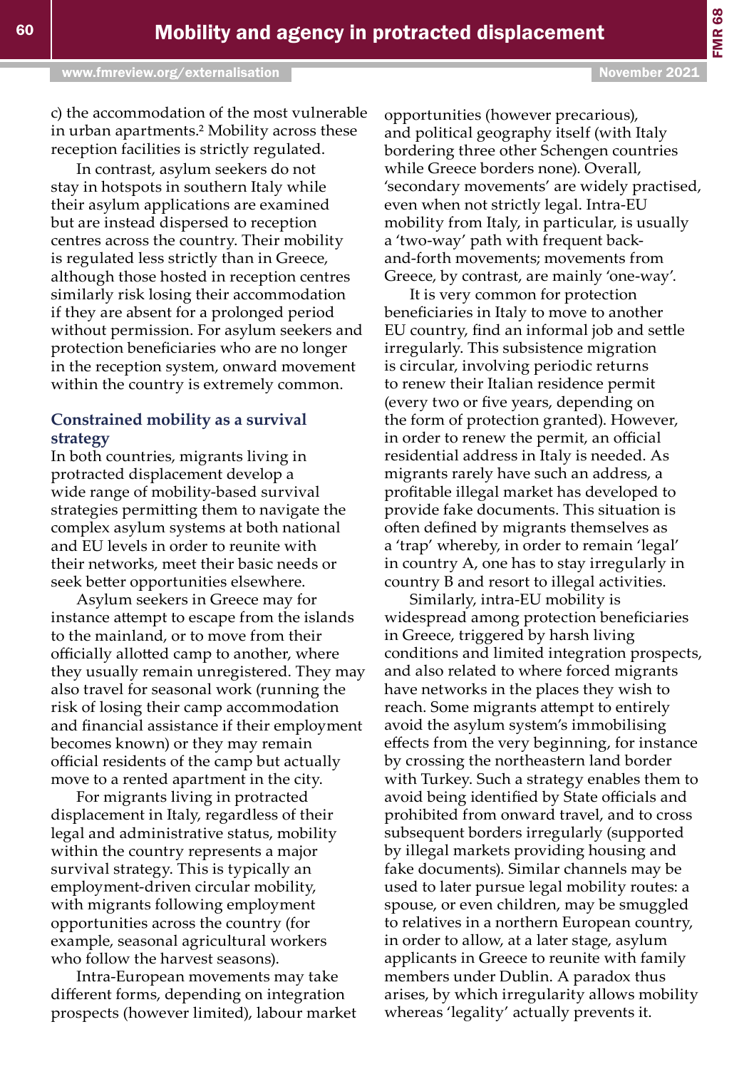c) the accommodation of the most vulnerable in urban apartments.[2] Mobility across these reception facilities is strictly regulated.

In contrast, asylum seekers do not stay in hotspots in southern Italy while their asylum applications are examined but are instead dispersed to reception centres across the country. Their mobility is regulated less strictly than in Greece, although those hosted in reception centres similarly risk losing their accommodation if they are absent for a prolonged period without permission. For asylum seekers and protection beneficiaries who are no longer in the reception system, onward movement within the country is extremely common.

## Constrained mobility as a survival strategy

In both countries, migrants living in protracted displacement develop a wide range of mobility-based survival strategies permitting them to navigate the complex asylum systems at both national and EU levels in order to reunite with their networks, meet their basic needs or seek better opportunities elsewhere.

Asylum seekers in Greece may for instance attempt to escape from the islands to the mainland, or to move from their officially allotted camp to another, where they usually remain unregistered. They may also travel for seasonal work (running the risk of losing their camp accommodation and financial assistance if their employment becomes known) or they may remain official residents of the camp but actually move to a rented apartment in the city.

For migrants living in protracted displacement in Italy, regardless of their legal and administrative status, mobility within the country represents a major survival strategy. This is typically an employment-driven circular mobility, with migrants following employment opportunities across the country (for example, seasonal agricultural workers who follow the harvest seasons).

Intra-European movements may take different forms, depending on integration prospects (however limited), labour market opportunities (however precarious), and political geography itself (with Italy bordering three other Schengen countries while Greece borders none). Overall, 'secondary movements' are widely practised, even when not strictly legal. Intra-EU mobility from Italy, in particular, is usually a 'two-way' path with frequent back-and-forth movements; movements from Greece, by contrast, are mainly 'one-way'.

It is very common for protection beneficiaries in Italy to move to another EU country, find an informal job and settle irregularly. This subsistence migration is circular, involving periodic returns to renew their Italian residence permit (every two or five years, depending on the form of protection granted). However, in order to renew the permit, an official residential address in Italy is needed. As migrants rarely have such an address, a profitable illegal market has developed to provide fake documents. This situation is often defined by migrants themselves as a 'trap' whereby, in order to remain 'legal' in country A, one has to stay irregularly in country B and resort to illegal activities.

Similarly, intra-EU mobility is widespread among protection beneficiaries in Greece, triggered by harsh living conditions and limited integration prospects, and also related to where forced migrants have networks in the places they wish to reach. Some migrants attempt to entirely avoid the asylum system's immobilising effects from the very beginning, for instance by crossing the northeastern land border with Turkey. Such a strategy enables them to avoid being identified by State officials and prohibited from onward travel, and to cross subsequent borders irregularly (supported by illegal markets providing housing and fake documents). Similar channels may be used to later pursue legal mobility routes: a spouse, or even children, may be smuggled to relatives in a northern European country, in order to allow, at a later stage, asylum applicants in Greece to reunite with family members under Dublin. A paradox thus arises, by which irregularity allows mobility whereas 'legality' actually prevents it.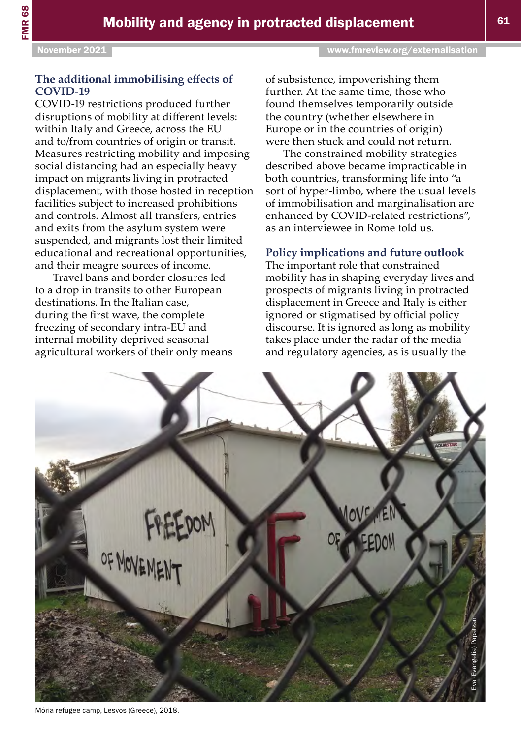### The additional immobilising effects of COVID-19

COVID-19 restrictions produced further disruptions of mobility at different levels: within Italy and Greece, across the EU and to/from countries of origin or transit. Measures restricting mobility and imposing social distancing had an especially heavy impact on migrants living in protracted displacement, with those hosted in reception facilities subject to increased prohibitions and controls. Almost all transfers, entries and exits from the asylum system were suspended, and migrants lost their limited educational and recreational opportunities, and their meagre sources of income.

Travel bans and border closures led to a drop in transits to other European destinations. In the Italian case, during the first wave, the complete freezing of secondary intra-EU and internal mobility deprived seasonal agricultural workers of their only means of subsistence, impoverishing them further. At the same time, those who found themselves temporarily outside the country (whether elsewhere in Europe or in the countries of origin) were then stuck and could not return.

The constrained mobility strategies described above became impracticable in both countries, transforming life into "a sort of hyper-limbo, where the usual levels of immobilisation and marginalisation are enhanced by COVID-related restrictions", as an interviewee in Rome told us.

### Policy implications and future outlook

The important role that constrained mobility has in shaping everyday lives and prospects of migrants living in protracted displacement in Greece and Italy is either ignored or stigmatised by official policy discourse. It is ignored as long as mobility takes place under the radar of the media and regulatory agencies, as is usually the

Mória refugee camp, Lesvos (Greece), 2018.

Eva (Evangelia) Papatzani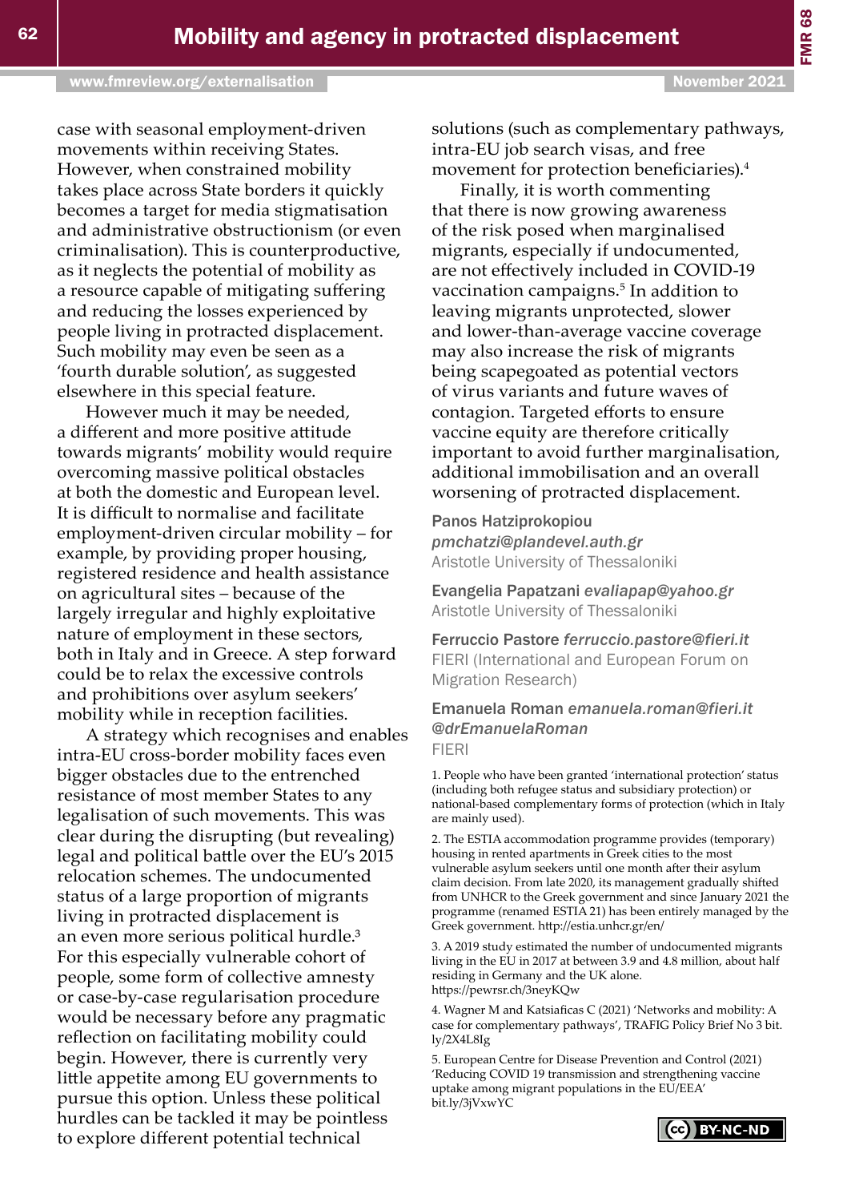case with seasonal employment-driven movements within receiving States. However, when constrained mobility takes place across State borders it quickly becomes a target for media stigmatisation and administrative obstructionism (or even criminalisation). This is counterproductive, as it neglects the potential of mobility as a resource capable of mitigating suffering and reducing the losses experienced by people living in protracted displacement. Such mobility may even be seen as a 'fourth durable solution', as suggested elsewhere in this special feature.

However much it may be needed, a different and more positive attitude towards migrants' mobility would require overcoming massive political obstacles at both the domestic and European level. It is difficult to normalise and facilitate employment-driven circular mobility – for example, by providing proper housing, registered residence and health assistance on agricultural sites – because of the largely irregular and highly exploitative nature of employment in these sectors, both in Italy and in Greece. A step forward could be to relax the excessive controls and prohibitions over asylum seekers' mobility while in reception facilities.

A strategy which recognises and enables intra-EU cross-border mobility faces even bigger obstacles due to the entrenched resistance of most member States to any legalisation of such movements. This was clear during the disrupting (but revealing) legal and political battle over the EU's 2015 relocation schemes. The undocumented status of a large proportion of migrants living in protracted displacement is an even more serious political hurdle.[3] For this especially vulnerable cohort of people, some form of collective amnesty or case-by-case regularisation procedure would be necessary before any pragmatic reflection on facilitating mobility could begin. However, there is currently very little appetite among EU governments to pursue this option. Unless these political hurdles can be tackled it may be pointless to explore different potential technical solutions (such as complementary pathways, intra-EU job search visas, and free movement for protection beneficiaries).[4]

Finally, it is worth commenting that there is now growing awareness of the risk posed when marginalised migrants, especially if undocumented, are not effectively included in COVID-19 vaccination campaigns.[5] In addition to leaving migrants unprotected, slower and lower-than-average vaccine coverage may also increase the risk of migrants being scapegoated as potential vectors of virus variants and future waves of contagion. Targeted efforts to ensure vaccine equity are therefore critically important to avoid further marginalisation, additional immobilisation and an overall worsening of protracted displacement.

Panos Hatziprokopiou
*pmchatzi@plandevel.auth.gr*
Aristotle University of Thessaloniki

Evangelia Papatzani *evaliapap@yahoo.gr*
Aristotle University of Thessaloniki

Ferruccio Pastore *ferruccio.pastore@fieri.it*
FIERI (International and European Forum on Migration Research)

Emanuela Roman *emanuela.roman@fieri.it*
*@drEmanuelaRoman*
FIERI

1. People who have been granted 'international protection' status (including both refugee status and subsidiary protection) or national-based complementary forms of protection (which in Italy are mainly used).

2. The ESTIA accommodation programme provides (temporary) housing in rented apartments in Greek cities to the most vulnerable asylum seekers until one month after their asylum claim decision. From late 2020, its management gradually shifted from UNHCR to the Greek government and since January 2021 the programme (renamed ESTIA 21) has been entirely managed by the Greek government. http://estia.unhcr.gr/en/

3. A 2019 study estimated the number of undocumented migrants living in the EU in 2017 at between 3.9 and 4.8 million, about half residing in Germany and the UK alone. https://pewrsr.ch/3neyKQw

4. Wagner M and Katsiaficas C (2021) 'Networks and mobility: A case for complementary pathways', TRAFIG Policy Brief No 3 bit.ly/2X4L8Ig

5. European Centre for Disease Prevention and Control (2021) 'Reducing COVID 19 transmission and strengthening vaccine uptake among migrant populations in the EU/EEA' bit.ly/3jVxwYC